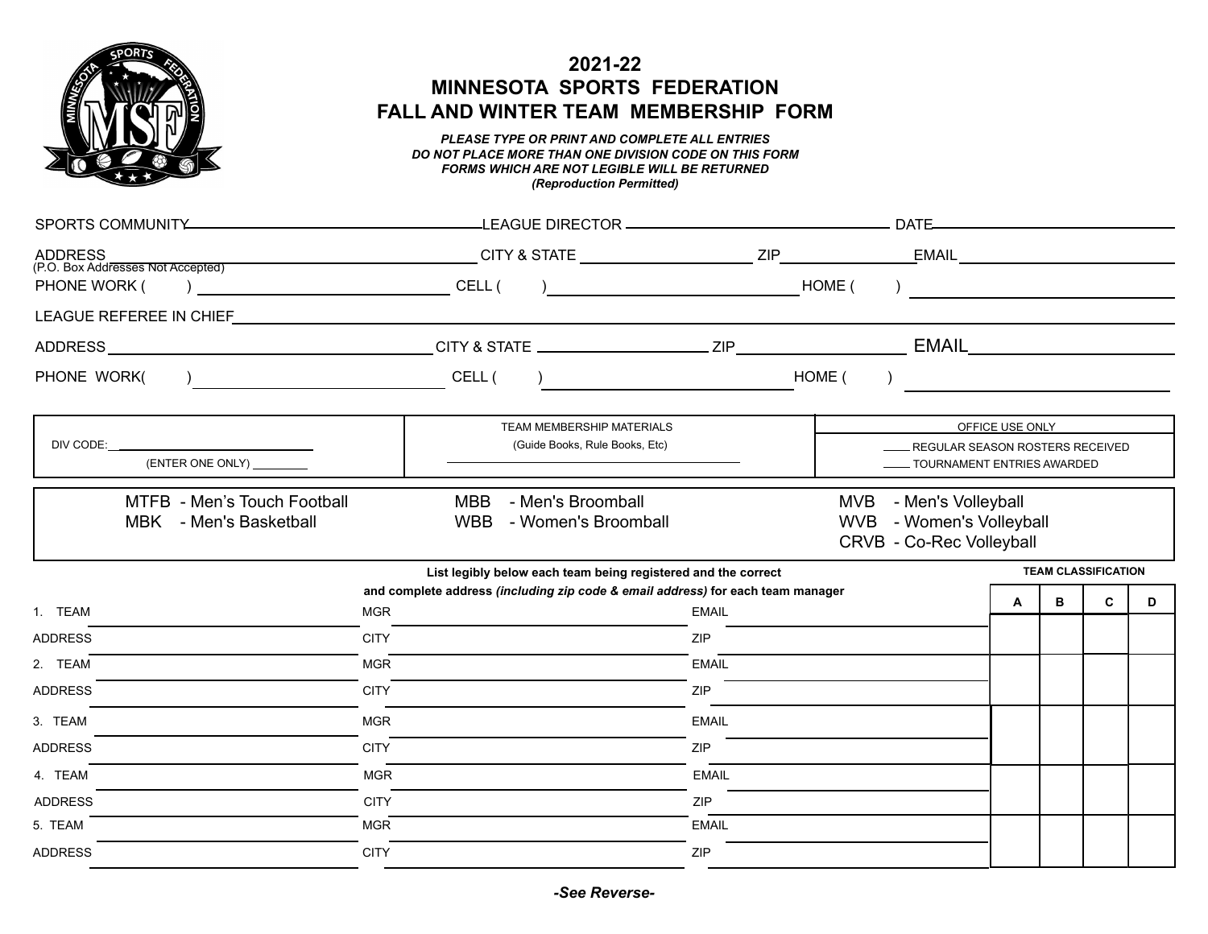# 2021-22
# MINNESOTA SPORTS FEDERATION
# FALL AND WINTER TEAM MEMBERSHIP FORM

***PLEASE TYPE OR PRINT AND COMPLETE ALL ENTRIES***
***DO NOT PLACE MORE THAN ONE DIVISION CODE ON THIS FORM***
***FORMS WHICH ARE NOT LEGIBLE WILL BE RETURNED***
***(Reproduction Permitted)***

SPORTS COMMUNITY ______________________ LEAGUE DIRECTOR ______________________ DATE ______________

ADDRESS ______________________ CITY & STATE ______________ ZIP __________ EMAIL ______________
(P.O. Box Addresses Not Accepted)

PHONE WORK (    ) ______________ CELL (    ) ______________ HOME (    ) ______________

LEAGUE REFEREE IN CHIEF ______________________________________________

ADDRESS ______________________ CITY & STATE ______________ ZIP __________ EMAIL ______________

PHONE WORK (    ) ______________ CELL (    ) ______________ HOME (    ) ______________

| DIV CODE: ______________ (ENTER ONE ONLY) ________ | TEAM MEMBERSHIP MATERIALS (Guide Books, Rule Books, Etc) ______________ | OFFICE USE ONLY ____ REGULAR SEASON ROSTERS RECEIVED ____ TOURNAMENT ENTRIES AWARDED |
|---|---|---|

| | | |
|---|---|---|
| MTFB - Men's Touch Football | MBB - Men's Broomball | MVB - Men's Volleyball |
| MBK - Men's Basketball | WBB - Women's Broomball | WVB - Women's Volleyball |
| | | CRVB - Co-Rec Volleyball |

**List legibly below each team being registered and the correct and complete address *(including zip code & email address)* for each team manager**

| | | | TEAM CLASSIFICATION A | B | C | D |
|---|---|---|---|---|---|---|
| 1. TEAM ______ | MGR ______ | EMAIL ______ | | | | |
| ADDRESS ______ | CITY ______ | ZIP ______ | | | | |
| 2. TEAM ______ | MGR ______ | EMAIL ______ | | | | |
| ADDRESS ______ | CITY ______ | ZIP ______ | | | | |
| 3. TEAM ______ | MGR ______ | EMAIL ______ | | | | |
| ADDRESS ______ | CITY ______ | ZIP ______ | | | | |
| 4. TEAM ______ | MGR ______ | EMAIL ______ | | | | |
| ADDRESS ______ | CITY ______ | ZIP ______ | | | | |
| 5. TEAM ______ | MGR ______ | EMAIL ______ | | | | |
| ADDRESS ______ | CITY ______ | ZIP ______ | | | | |

***-See Reverse-***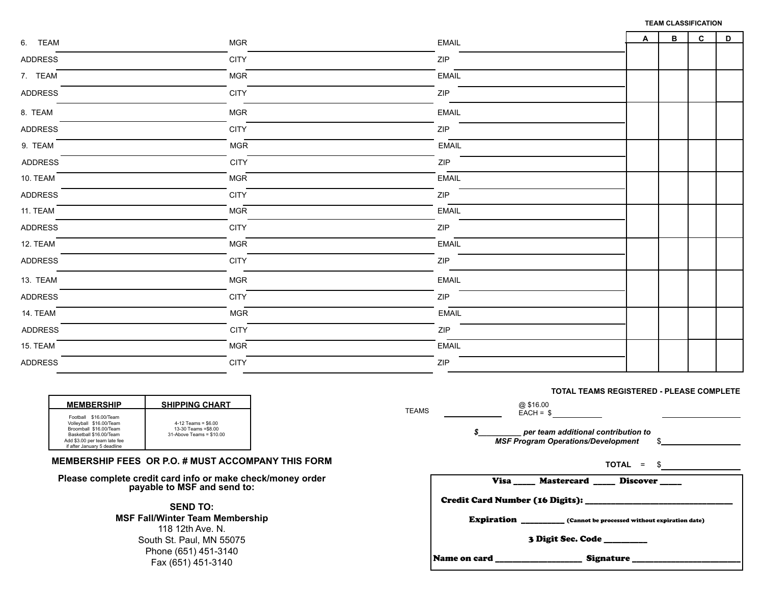**TEAM CLASSIFICATION**

| | | | | A | B | C | D |
|---|---|---|---|---|---|---|---|
| 6. TEAM | | MGR | | EMAIL | | | |
| ADDRESS | | CITY | | ZIP | | | |
| 7. TEAM | | MGR | | EMAIL | | | |
| ADDRESS | | CITY | | ZIP | | | |
| 8. TEAM | | MGR | | EMAIL | | | |
| ADDRESS | | CITY | | ZIP | | | |
| 9. TEAM | | MGR | | EMAIL | | | |
| ADDRESS | | CITY | | ZIP | | | |
| 10. TEAM | | MGR | | EMAIL | | | |
| ADDRESS | | CITY | | ZIP | | | |
| 11. TEAM | | MGR | | EMAIL | | | |
| ADDRESS | | CITY | | ZIP | | | |
| 12. TEAM | | MGR | | EMAIL | | | |
| ADDRESS | | CITY | | ZIP | | | |
| 13. TEAM | | MGR | | EMAIL | | | |
| ADDRESS | | CITY | | ZIP | | | |
| 14. TEAM | | MGR | | EMAIL | | | |
| ADDRESS | | CITY | | ZIP | | | |
| 15. TEAM | | MGR | | EMAIL | | | |
| ADDRESS | | CITY | | ZIP | | | |

| MEMBERSHIP | SHIPPING CHART |
|---|---|
| Football $16.00/Team<br>Volleyball $16.00/Team<br>Broomball $16.00/Team<br>Basketball $16.00/Team<br>Add $3.00 per team late fee if after January 5 deadline | 4-12 Teams = $6.00<br>13-30 Teams =$8.00<br>31-Above Teams = $10.00 |

**MEMBERSHIP FEES OR P.O. # MUST ACCOMPANY THIS FORM**

**Please complete credit card info or make check/money order payable to MSF and send to:**

**SEND TO:**
**MSF Fall/Winter Team Membership**
118 12th Ave. N.
South St. Paul, MN 55075
Phone (651) 451-3140
Fax (651) 451-3140

**TOTAL TEAMS REGISTERED - PLEASE COMPLETE**

TEAMS ____________ @ $16.00 EACH = $____________ ____________

***$__________ per team additional contribution to MSF Program Operations/Development*** $____________

**TOTAL** = $____________

**Visa ____ Mastercard ____ Discover ____**

**Credit Card Number (16 Digits):** ______________________________

**Expiration** __________ **(Cannot be processed without expiration date)**

**3 Digit Sec. Code** _________

**Name on card** __________________ **Signature** ______________________